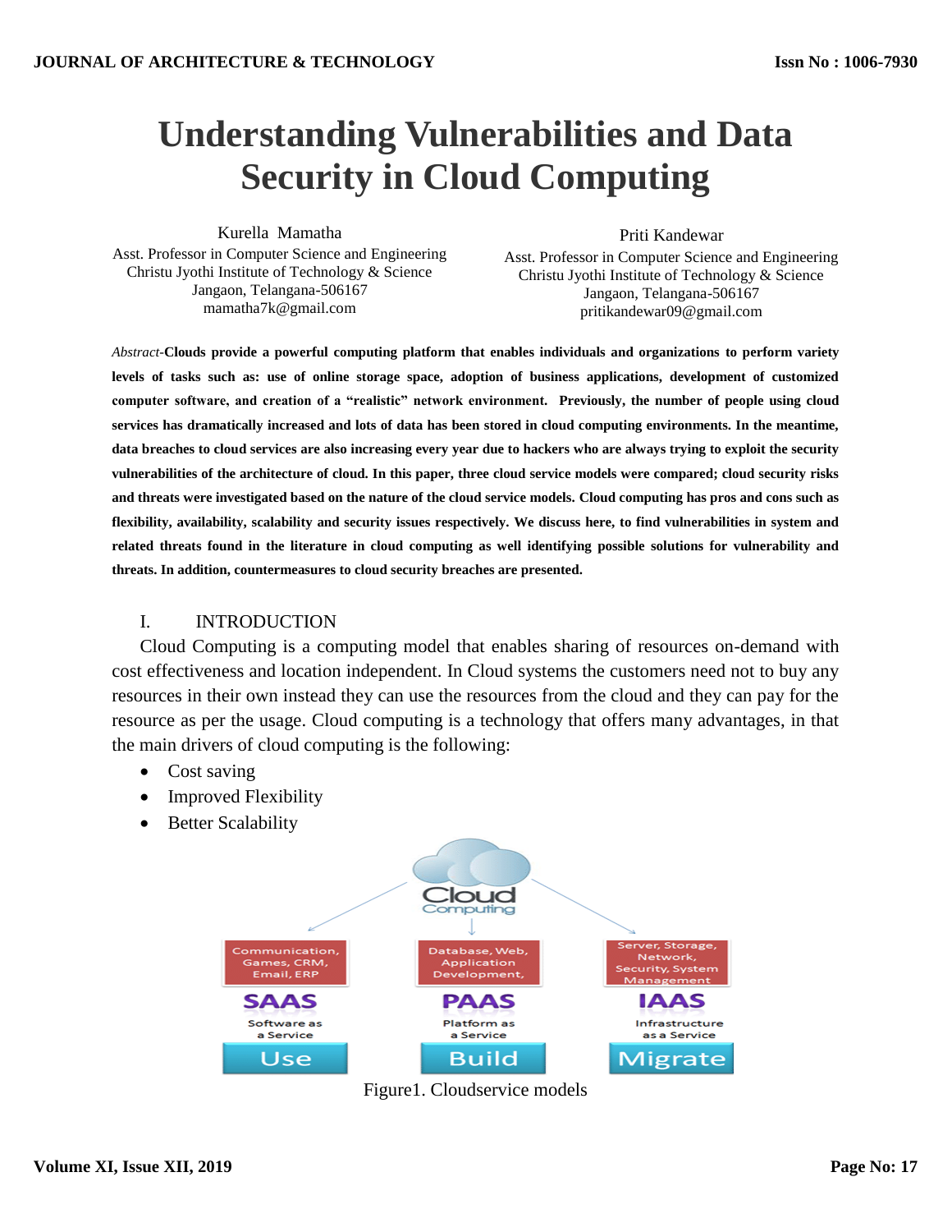# Understanding Vulnerabilities and Data Security in Cloud Computing

Kurella Mamatha
Asst. Professor in Computer Science and Engineering
Christu Jyothi Institute of Technology & Science
Jangaon, Telangana-506167
mamatha7k@gmail.com

Priti Kandewar
Asst. Professor in Computer Science and Engineering
Christu Jyothi Institute of Technology & Science
Jangaon, Telangana-506167
pritikandewar09@gmail.com

*Abstract*-**Clouds provide a powerful computing platform that enables individuals and organizations to perform variety levels of tasks such as: use of online storage space, adoption of business applications, development of customized computer software, and creation of a "realistic" network environment. Previously, the number of people using cloud services has dramatically increased and lots of data has been stored in cloud computing environments. In the meantime, data breaches to cloud services are also increasing every year due to hackers who are always trying to exploit the security vulnerabilities of the architecture of cloud. In this paper, three cloud service models were compared; cloud security risks and threats were investigated based on the nature of the cloud service models. Cloud computing has pros and cons such as flexibility, availability, scalability and security issues respectively. We discuss here, to find vulnerabilities in system and related threats found in the literature in cloud computing as well identifying possible solutions for vulnerability and threats. In addition, countermeasures to cloud security breaches are presented.**

## I. INTRODUCTION

Cloud Computing is a computing model that enables sharing of resources on-demand with cost effectiveness and location independent. In Cloud systems the customers need not to buy any resources in their own instead they can use the resources from the cloud and they can pay for the resource as per the usage. Cloud computing is a technology that offers many advantages, in that the main drivers of cloud computing is the following:

- Cost saving
- Improved Flexibility
- Better Scalability

Figure1. Cloudservice models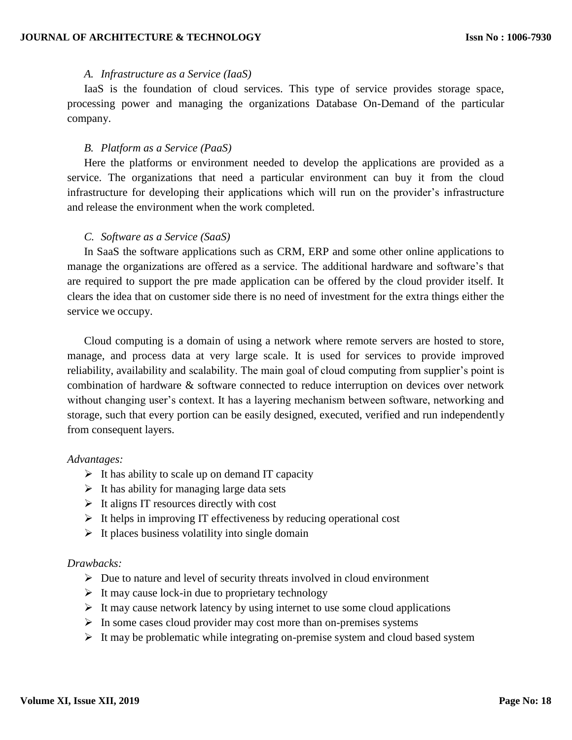### *A. Infrastructure as a Service (IaaS)*

IaaS is the foundation of cloud services. This type of service provides storage space, processing power and managing the organizations Database On-Demand of the particular company.

### *B. Platform as a Service (PaaS)*

Here the platforms or environment needed to develop the applications are provided as a service. The organizations that need a particular environment can buy it from the cloud infrastructure for developing their applications which will run on the provider's infrastructure and release the environment when the work completed.

### *C. Software as a Service (SaaS)*

In SaaS the software applications such as CRM, ERP and some other online applications to manage the organizations are offered as a service. The additional hardware and software's that are required to support the pre made application can be offered by the cloud provider itself. It clears the idea that on customer side there is no need of investment for the extra things either the service we occupy.

Cloud computing is a domain of using a network where remote servers are hosted to store, manage, and process data at very large scale. It is used for services to provide improved reliability, availability and scalability. The main goal of cloud computing from supplier's point is combination of hardware & software connected to reduce interruption on devices over network without changing user's context. It has a layering mechanism between software, networking and storage, such that every portion can be easily designed, executed, verified and run independently from consequent layers.

*Advantages:*

- It has ability to scale up on demand IT capacity
- It has ability for managing large data sets
- It aligns IT resources directly with cost
- It helps in improving IT effectiveness by reducing operational cost
- It places business volatility into single domain

*Drawbacks:*

- Due to nature and level of security threats involved in cloud environment
- It may cause lock-in due to proprietary technology
- It may cause network latency by using internet to use some cloud applications
- In some cases cloud provider may cost more than on-premises systems
- It may be problematic while integrating on-premise system and cloud based system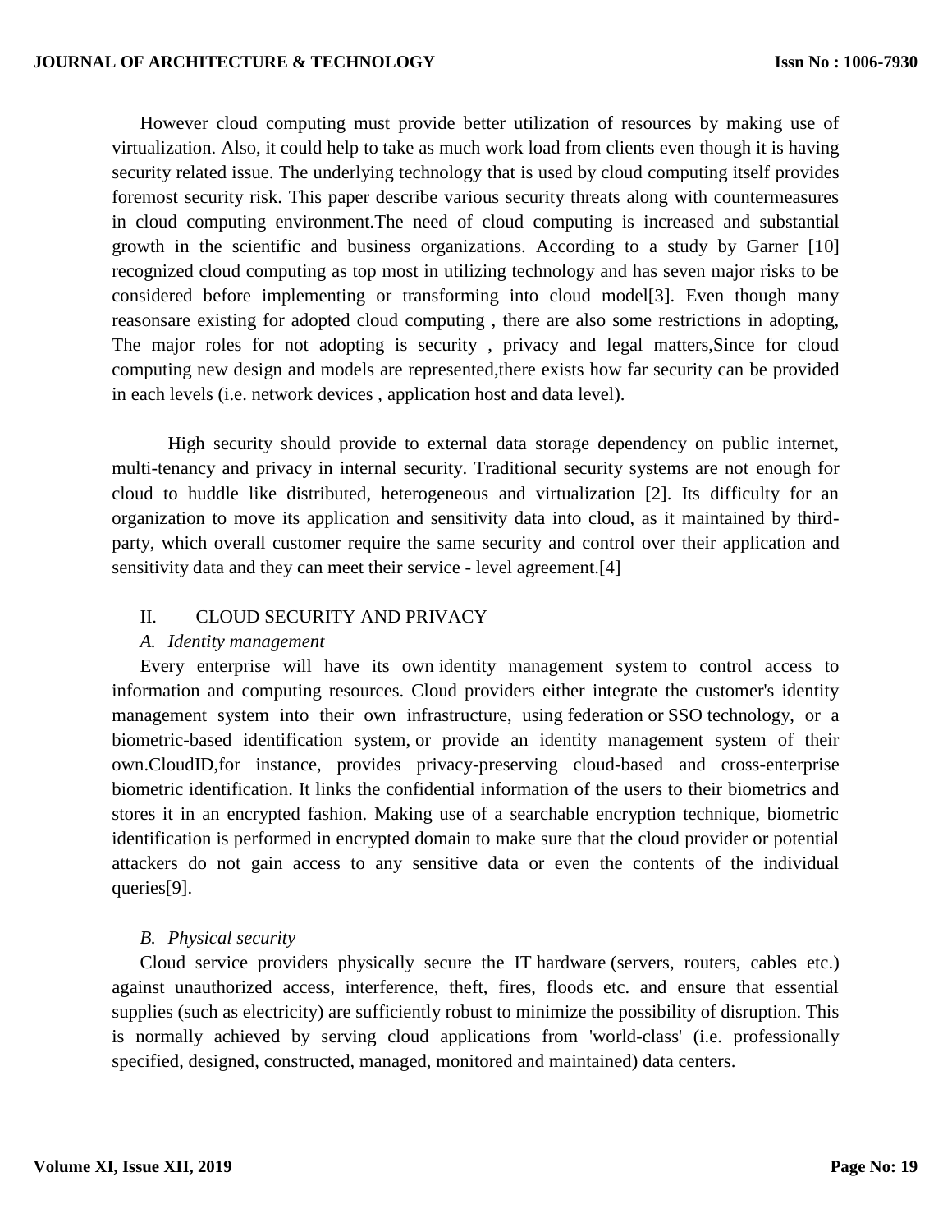However cloud computing must provide better utilization of resources by making use of virtualization. Also, it could help to take as much work load from clients even though it is having security related issue. The underlying technology that is used by cloud computing itself provides foremost security risk. This paper describe various security threats along with countermeasures in cloud computing environment.The need of cloud computing is increased and substantial growth in the scientific and business organizations. According to a study by Garner [10] recognized cloud computing as top most in utilizing technology and has seven major risks to be considered before implementing or transforming into cloud model[3]. Even though many reasonsare existing for adopted cloud computing , there are also some restrictions in adopting, The major roles for not adopting is security , privacy and legal matters,Since for cloud computing new design and models are represented,there exists how far security can be provided in each levels (i.e. network devices , application host and data level).

High security should provide to external data storage dependency on public internet, multi-tenancy and privacy in internal security. Traditional security systems are not enough for cloud to huddle like distributed, heterogeneous and virtualization [2]. Its difficulty for an organization to move its application and sensitivity data into cloud, as it maintained by third-party, which overall customer require the same security and control over their application and sensitivity data and they can meet their service - level agreement.[4]

## II. CLOUD SECURITY AND PRIVACY

### *A. Identity management*

Every enterprise will have its own identity management system to control access to information and computing resources. Cloud providers either integrate the customer's identity management system into their own infrastructure, using federation or SSO technology, or a biometric-based identification system, or provide an identity management system of their own.CloudID,for instance, provides privacy-preserving cloud-based and cross-enterprise biometric identification. It links the confidential information of the users to their biometrics and stores it in an encrypted fashion. Making use of a searchable encryption technique, biometric identification is performed in encrypted domain to make sure that the cloud provider or potential attackers do not gain access to any sensitive data or even the contents of the individual queries[9].

### *B. Physical security*

Cloud service providers physically secure the IT hardware (servers, routers, cables etc.) against unauthorized access, interference, theft, fires, floods etc. and ensure that essential supplies (such as electricity) are sufficiently robust to minimize the possibility of disruption. This is normally achieved by serving cloud applications from 'world-class' (i.e. professionally specified, designed, constructed, managed, monitored and maintained) data centers.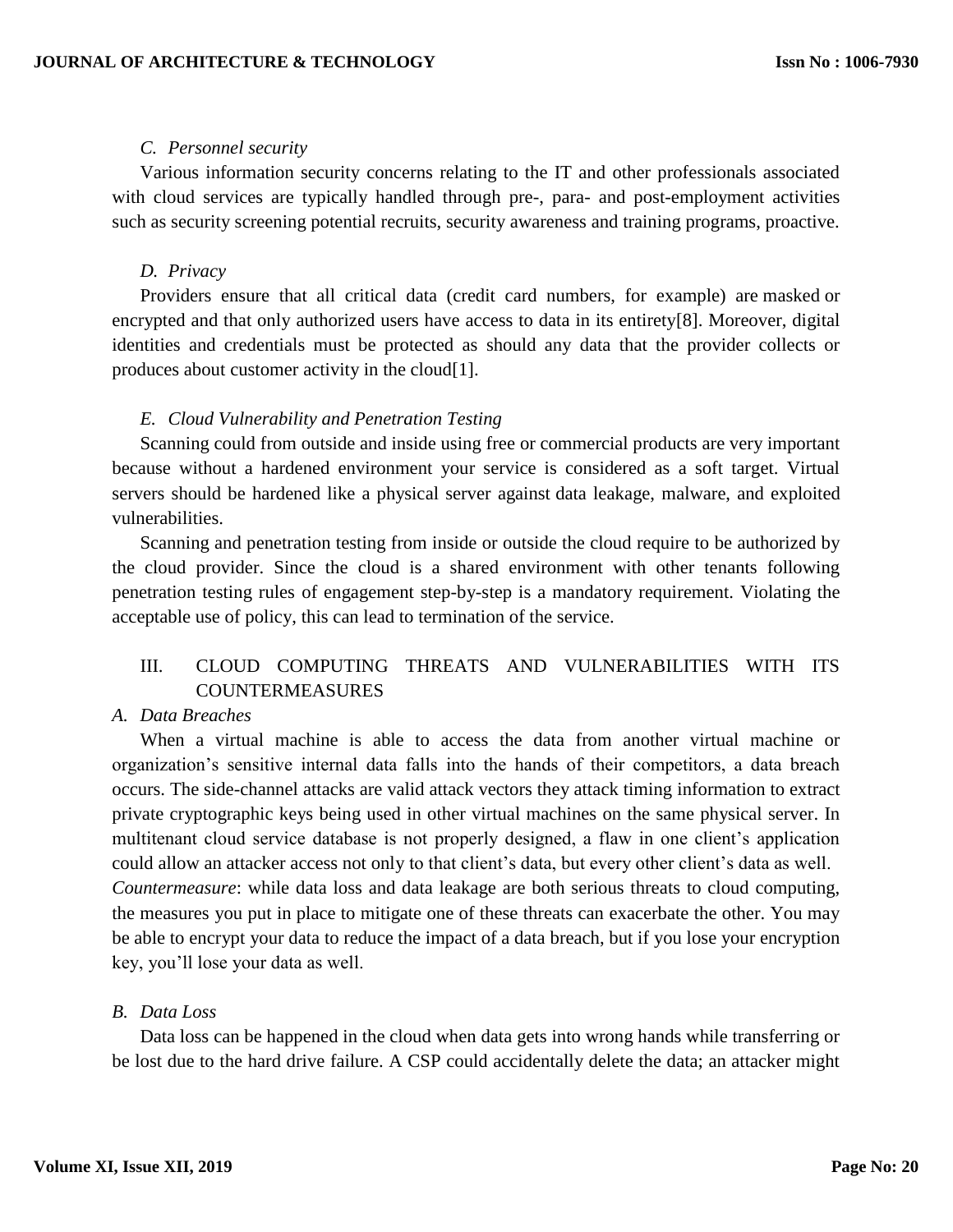### C. Personnel security

Various information security concerns relating to the IT and other professionals associated with cloud services are typically handled through pre-, para- and post-employment activities such as security screening potential recruits, security awareness and training programs, proactive.

### D. Privacy

Providers ensure that all critical data (credit card numbers, for example) are masked or encrypted and that only authorized users have access to data in its entirety[8]. Moreover, digital identities and credentials must be protected as should any data that the provider collects or produces about customer activity in the cloud[1].

### E. Cloud Vulnerability and Penetration Testing

Scanning could from outside and inside using free or commercial products are very important because without a hardened environment your service is considered as a soft target. Virtual servers should be hardened like a physical server against data leakage, malware, and exploited vulnerabilities.

Scanning and penetration testing from inside or outside the cloud require to be authorized by the cloud provider. Since the cloud is a shared environment with other tenants following penetration testing rules of engagement step-by-step is a mandatory requirement. Violating the acceptable use of policy, this can lead to termination of the service.

## III. CLOUD COMPUTING THREATS AND VULNERABILITIES WITH ITS COUNTERMEASURES

### A. Data Breaches

When a virtual machine is able to access the data from another virtual machine or organization's sensitive internal data falls into the hands of their competitors, a data breach occurs. The side-channel attacks are valid attack vectors they attack timing information to extract private cryptographic keys being used in other virtual machines on the same physical server. In multitenant cloud service database is not properly designed, a flaw in one client's application could allow an attacker access not only to that client's data, but every other client's data as well.

*Countermeasure*: while data loss and data leakage are both serious threats to cloud computing, the measures you put in place to mitigate one of these threats can exacerbate the other. You may be able to encrypt your data to reduce the impact of a data breach, but if you lose your encryption key, you'll lose your data as well.

### B. Data Loss

Data loss can be happened in the cloud when data gets into wrong hands while transferring or be lost due to the hard drive failure. A CSP could accidentally delete the data; an attacker might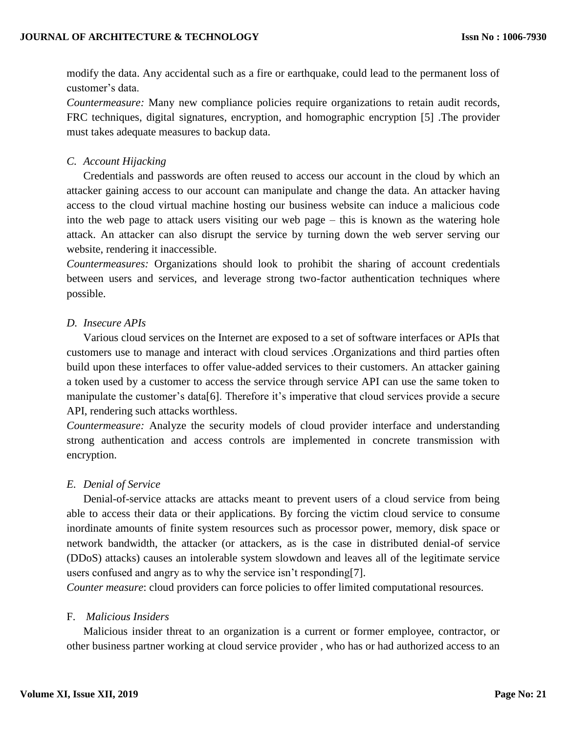modify the data. Any accidental such as a fire or earthquake, could lead to the permanent loss of customer's data.

*Countermeasure:* Many new compliance policies require organizations to retain audit records, FRC techniques, digital signatures, encryption, and homographic encryption [5] .The provider must takes adequate measures to backup data.

### *C. Account Hijacking*

Credentials and passwords are often reused to access our account in the cloud by which an attacker gaining access to our account can manipulate and change the data. An attacker having access to the cloud virtual machine hosting our business website can induce a malicious code into the web page to attack users visiting our web page – this is known as the watering hole attack. An attacker can also disrupt the service by turning down the web server serving our website, rendering it inaccessible.

*Countermeasures:* Organizations should look to prohibit the sharing of account credentials between users and services, and leverage strong two-factor authentication techniques where possible.

### *D. Insecure APIs*

Various cloud services on the Internet are exposed to a set of software interfaces or APIs that customers use to manage and interact with cloud services .Organizations and third parties often build upon these interfaces to offer value-added services to their customers. An attacker gaining a token used by a customer to access the service through service API can use the same token to manipulate the customer's data[6]. Therefore it's imperative that cloud services provide a secure API, rendering such attacks worthless.

*Countermeasure:* Analyze the security models of cloud provider interface and understanding strong authentication and access controls are implemented in concrete transmission with encryption.

### *E. Denial of Service*

Denial-of-service attacks are attacks meant to prevent users of a cloud service from being able to access their data or their applications. By forcing the victim cloud service to consume inordinate amounts of finite system resources such as processor power, memory, disk space or network bandwidth, the attacker (or attackers, as is the case in distributed denial-of service (DDoS) attacks) causes an intolerable system slowdown and leaves all of the legitimate service users confused and angry as to why the service isn't responding[7].

*Counter measure*: cloud providers can force policies to offer limited computational resources.

### F. *Malicious Insiders*

Malicious insider threat to an organization is a current or former employee, contractor, or other business partner working at cloud service provider , who has or had authorized access to an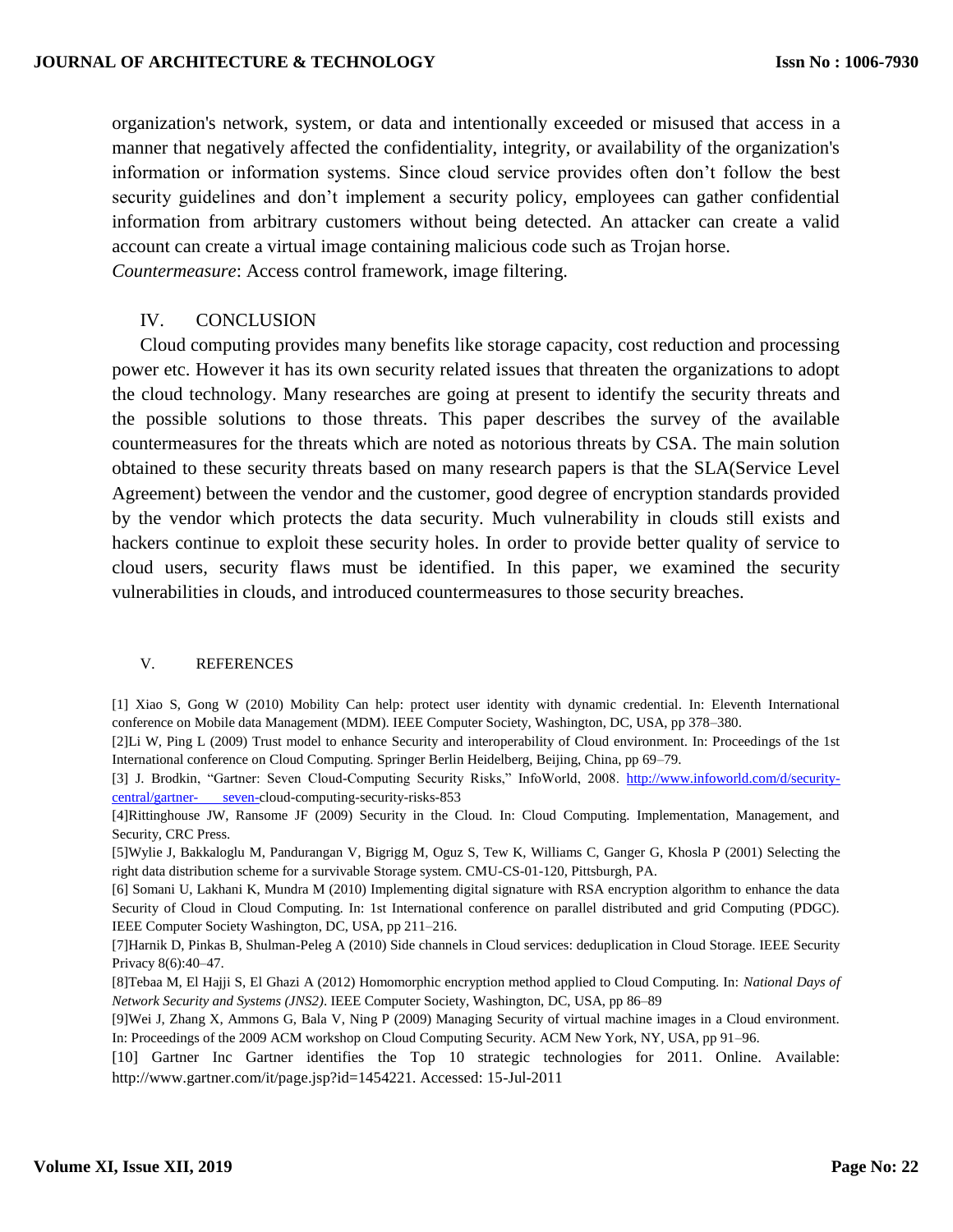organization's network, system, or data and intentionally exceeded or misused that access in a manner that negatively affected the confidentiality, integrity, or availability of the organization's information or information systems. Since cloud service provides often don't follow the best security guidelines and don't implement a security policy, employees can gather confidential information from arbitrary customers without being detected. An attacker can create a valid account can create a virtual image containing malicious code such as Trojan horse.

*Countermeasure*: Access control framework, image filtering.

## IV. CONCLUSION

Cloud computing provides many benefits like storage capacity, cost reduction and processing power etc. However it has its own security related issues that threaten the organizations to adopt the cloud technology. Many researches are going at present to identify the security threats and the possible solutions to those threats. This paper describes the survey of the available countermeasures for the threats which are noted as notorious threats by CSA. The main solution obtained to these security threats based on many research papers is that the SLA(Service Level Agreement) between the vendor and the customer, good degree of encryption standards provided by the vendor which protects the data security. Much vulnerability in clouds still exists and hackers continue to exploit these security holes. In order to provide better quality of service to cloud users, security flaws must be identified. In this paper, we examined the security vulnerabilities in clouds, and introduced countermeasures to those security breaches.

## V. REFERENCES

[1] Xiao S, Gong W (2010) Mobility Can help: protect user identity with dynamic credential. In: Eleventh International conference on Mobile data Management (MDM). IEEE Computer Society, Washington, DC, USA, pp 378–380.

[2]Li W, Ping L (2009) Trust model to enhance Security and interoperability of Cloud environment. In: Proceedings of the 1st International conference on Cloud Computing. Springer Berlin Heidelberg, Beijing, China, pp 69–79.

[3] J. Brodkin, "Gartner: Seven Cloud-Computing Security Risks," InfoWorld, 2008. http://www.infoworld.com/d/security-central/gartner- seven-cloud-computing-security-risks-853

[4]Rittinghouse JW, Ransome JF (2009) Security in the Cloud. In: Cloud Computing. Implementation, Management, and Security, CRC Press.

[5]Wylie J, Bakkaloglu M, Pandurangan V, Bigrigg M, Oguz S, Tew K, Williams C, Ganger G, Khosla P (2001) Selecting the right data distribution scheme for a survivable Storage system. CMU-CS-01-120, Pittsburgh, PA.

[6] Somani U, Lakhani K, Mundra M (2010) Implementing digital signature with RSA encryption algorithm to enhance the data Security of Cloud in Cloud Computing. In: 1st International conference on parallel distributed and grid Computing (PDGC). IEEE Computer Society Washington, DC, USA, pp 211–216.

[7]Harnik D, Pinkas B, Shulman-Peleg A (2010) Side channels in Cloud services: deduplication in Cloud Storage. IEEE Security Privacy 8(6):40–47.

[8]Tebaa M, El Hajji S, El Ghazi A (2012) Homomorphic encryption method applied to Cloud Computing. In: *National Days of Network Security and Systems (JNS2)*. IEEE Computer Society, Washington, DC, USA, pp 86–89

[9]Wei J, Zhang X, Ammons G, Bala V, Ning P (2009) Managing Security of virtual machine images in a Cloud environment. In: Proceedings of the 2009 ACM workshop on Cloud Computing Security. ACM New York, NY, USA, pp 91–96.

[10] Gartner Inc Gartner identifies the Top 10 strategic technologies for 2011. Online. Available: http://www.gartner.com/it/page.jsp?id=1454221. Accessed: 15-Jul-2011